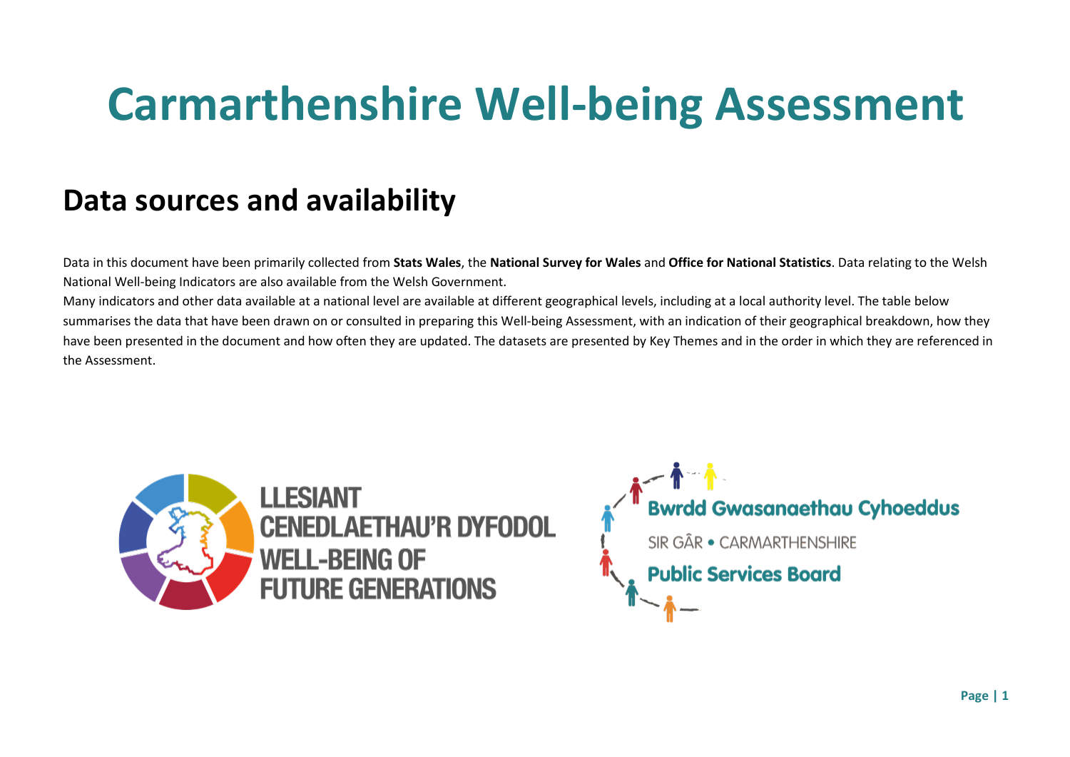# Carmarthenshire Well-being Assessment

## Data sources and availability

Data in this document have been primarily collected from **Stats Wales**, the **National Survey for Wales** and **Office for National Statistics**. Data relating to the Welsh National Well-being Indicators are also available from the Welsh Government.

Many indicators and other data available at a national level are available at different geographical levels, including at a local authority level. The table below summarises the data that have been drawn on or consulted in preparing this Well-being Assessment, with an indication of their geographical breakdown, how they have been presented in the document and how often they are updated. The datasets are presented by Key Themes and in the order in which they are referenced in the Assessment.

LLESIANT CENEDLAETHAU'R DYFODOL
WELL-BEING OF FUTURE GENERATIONS

Bwrdd Gwasanaethau Cyhoeddus
SIR GÂR • CARMARTHENSHIRE
Public Services Board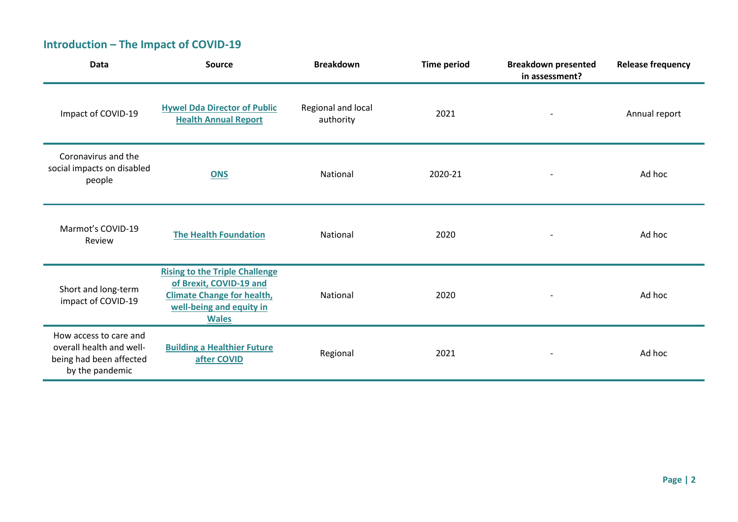## Introduction – The Impact of COVID-19

| Data | Source | Breakdown | Time period | Breakdown presented in assessment? | Release frequency |
|---|---|---|---|---|---|
| Impact of COVID-19 | **Hywel Dda Director of Public Health Annual Report** | Regional and local authority | 2021 | - | Annual report |
| Coronavirus and the social impacts on disabled people | **ONS** | National | 2020-21 | - | Ad hoc |
| Marmot's COVID-19 Review | **The Health Foundation** | National | 2020 | - | Ad hoc |
| Short and long-term impact of COVID-19 | **Rising to the Triple Challenge of Brexit, COVID-19 and Climate Change for health, well-being and equity in Wales** | National | 2020 | - | Ad hoc |
| How access to care and overall health and well-being had been affected by the pandemic | **Building a Healthier Future after COVID** | Regional | 2021 | - | Ad hoc |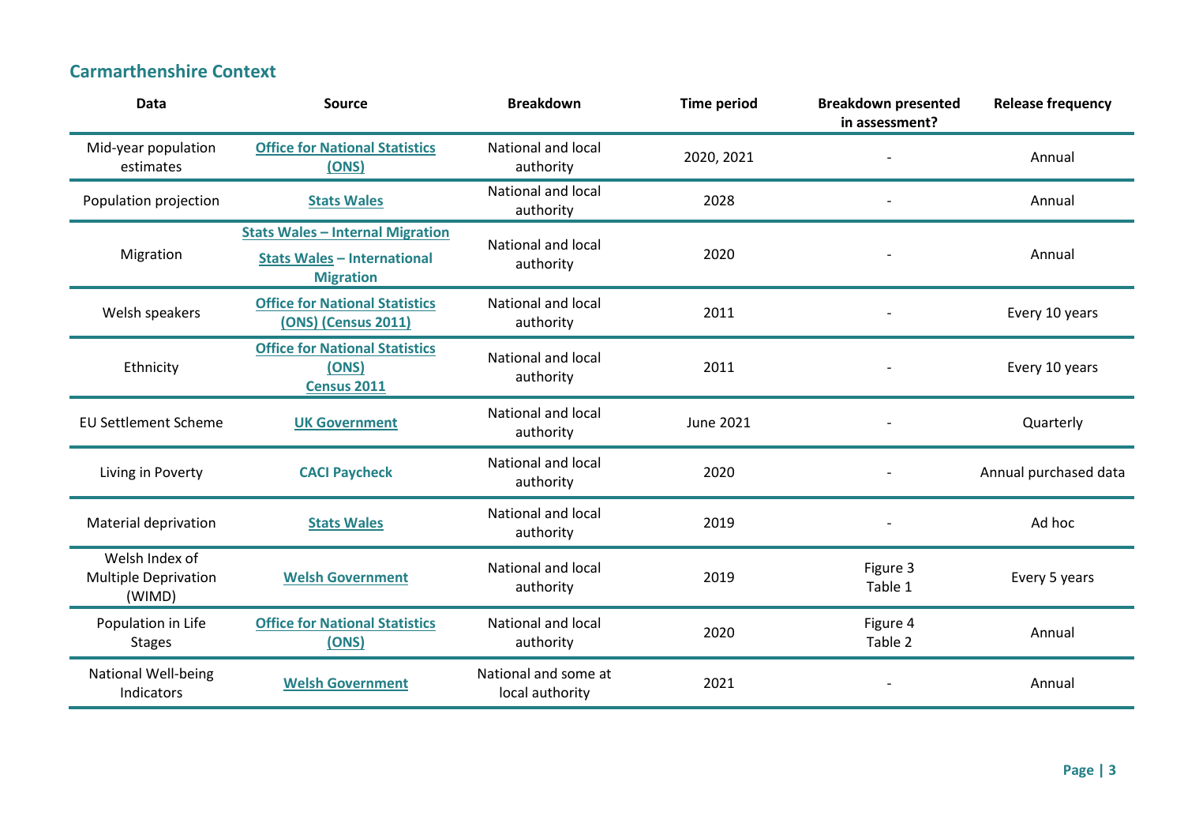## Carmarthenshire Context

| Data | Source | Breakdown | Time period | Breakdown presented in assessment? | Release frequency |
|---|---|---|---|---|---|
| Mid-year population estimates | **Office for National Statistics (ONS)** | National and local authority | 2020, 2021 | - | Annual |
| Population projection | **Stats Wales** | National and local authority | 2028 | - | Annual |
| Migration | **Stats Wales – Internal Migration** **Stats Wales – International Migration** | National and local authority | 2020 | - | Annual |
| Welsh speakers | **Office for National Statistics (ONS) (Census 2011)** | National and local authority | 2011 | - | Every 10 years |
| Ethnicity | **Office for National Statistics (ONS) Census 2011** | National and local authority | 2011 | - | Every 10 years |
| EU Settlement Scheme | **UK Government** | National and local authority | June 2021 | - | Quarterly |
| Living in Poverty | **CACI Paycheck** | National and local authority | 2020 | - | Annual purchased data |
| Material deprivation | **Stats Wales** | National and local authority | 2019 | - | Ad hoc |
| Welsh Index of Multiple Deprivation (WIMD) | **Welsh Government** | National and local authority | 2019 | Figure 3 Table 1 | Every 5 years |
| Population in Life Stages | **Office for National Statistics (ONS)** | National and local authority | 2020 | Figure 4 Table 2 | Annual |
| National Well-being Indicators | **Welsh Government** | National and some at local authority | 2021 | - | Annual |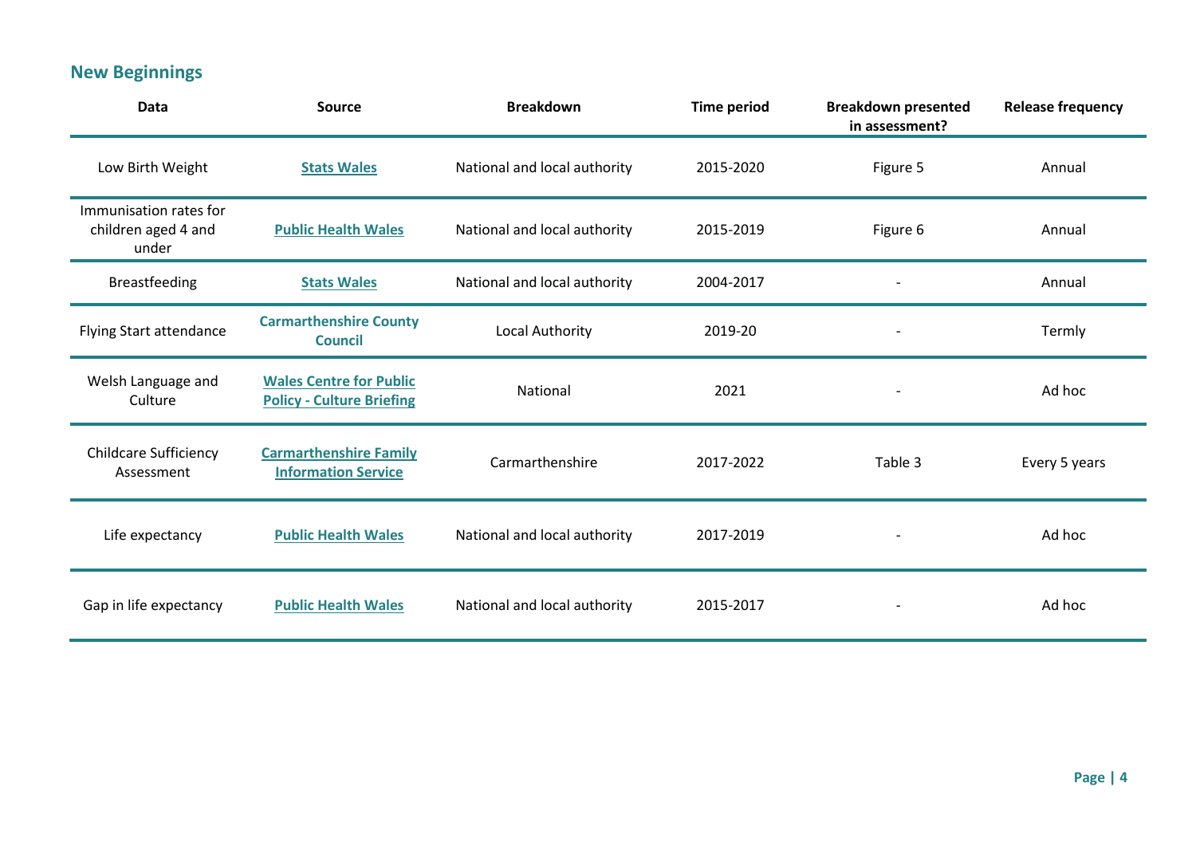## New Beginnings

| Data | Source | Breakdown | Time period | Breakdown presented in assessment? | Release frequency |
|---|---|---|---|---|---|
| Low Birth Weight | **Stats Wales** | National and local authority | 2015-2020 | Figure 5 | Annual |
| Immunisation rates for children aged 4 and under | **Public Health Wales** | National and local authority | 2015-2019 | Figure 6 | Annual |
| Breastfeeding | **Stats Wales** | National and local authority | 2004-2017 | - | Annual |
| Flying Start attendance | **Carmarthenshire County Council** | Local Authority | 2019-20 | - | Termly |
| Welsh Language and Culture | **Wales Centre for Public Policy - Culture Briefing** | National | 2021 | - | Ad hoc |
| Childcare Sufficiency Assessment | **Carmarthenshire Family Information Service** | Carmarthenshire | 2017-2022 | Table 3 | Every 5 years |
| Life expectancy | **Public Health Wales** | National and local authority | 2017-2019 | - | Ad hoc |
| Gap in life expectancy | **Public Health Wales** | National and local authority | 2015-2017 | - | Ad hoc |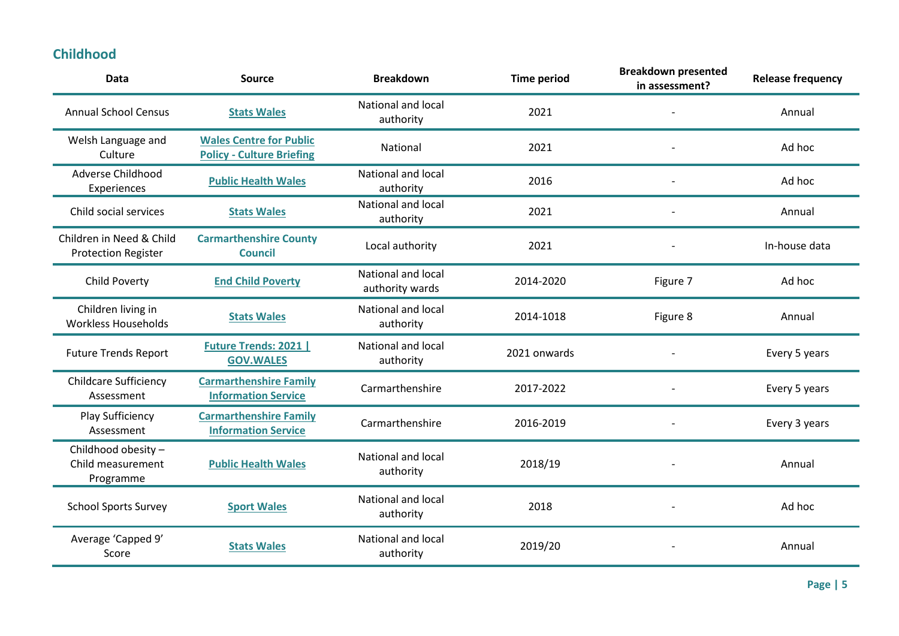## Childhood

| Data | Source | Breakdown | Time period | Breakdown presented in assessment? | Release frequency |
|---|---|---|---|---|---|
| Annual School Census | **Stats Wales** | National and local authority | 2021 | - | Annual |
| Welsh Language and Culture | **Wales Centre for Public Policy - Culture Briefing** | National | 2021 | - | Ad hoc |
| Adverse Childhood Experiences | **Public Health Wales** | National and local authority | 2016 | - | Ad hoc |
| Child social services | **Stats Wales** | National and local authority | 2021 | - | Annual |
| Children in Need & Child Protection Register | **Carmarthenshire County Council** | Local authority | 2021 | - | In-house data |
| Child Poverty | **End Child Poverty** | National and local authority wards | 2014-2020 | Figure 7 | Ad hoc |
| Children living in Workless Households | **Stats Wales** | National and local authority | 2014-1018 | Figure 8 | Annual |
| Future Trends Report | **Future Trends: 2021 \| GOV.WALES** | National and local authority | 2021 onwards | - | Every 5 years |
| Childcare Sufficiency Assessment | **Carmarthenshire Family Information Service** | Carmarthenshire | 2017-2022 | - | Every 5 years |
| Play Sufficiency Assessment | **Carmarthenshire Family Information Service** | Carmarthenshire | 2016-2019 | - | Every 3 years |
| Childhood obesity – Child measurement Programme | **Public Health Wales** | National and local authority | 2018/19 | - | Annual |
| School Sports Survey | **Sport Wales** | National and local authority | 2018 | - | Ad hoc |
| Average 'Capped 9' Score | **Stats Wales** | National and local authority | 2019/20 | - | Annual |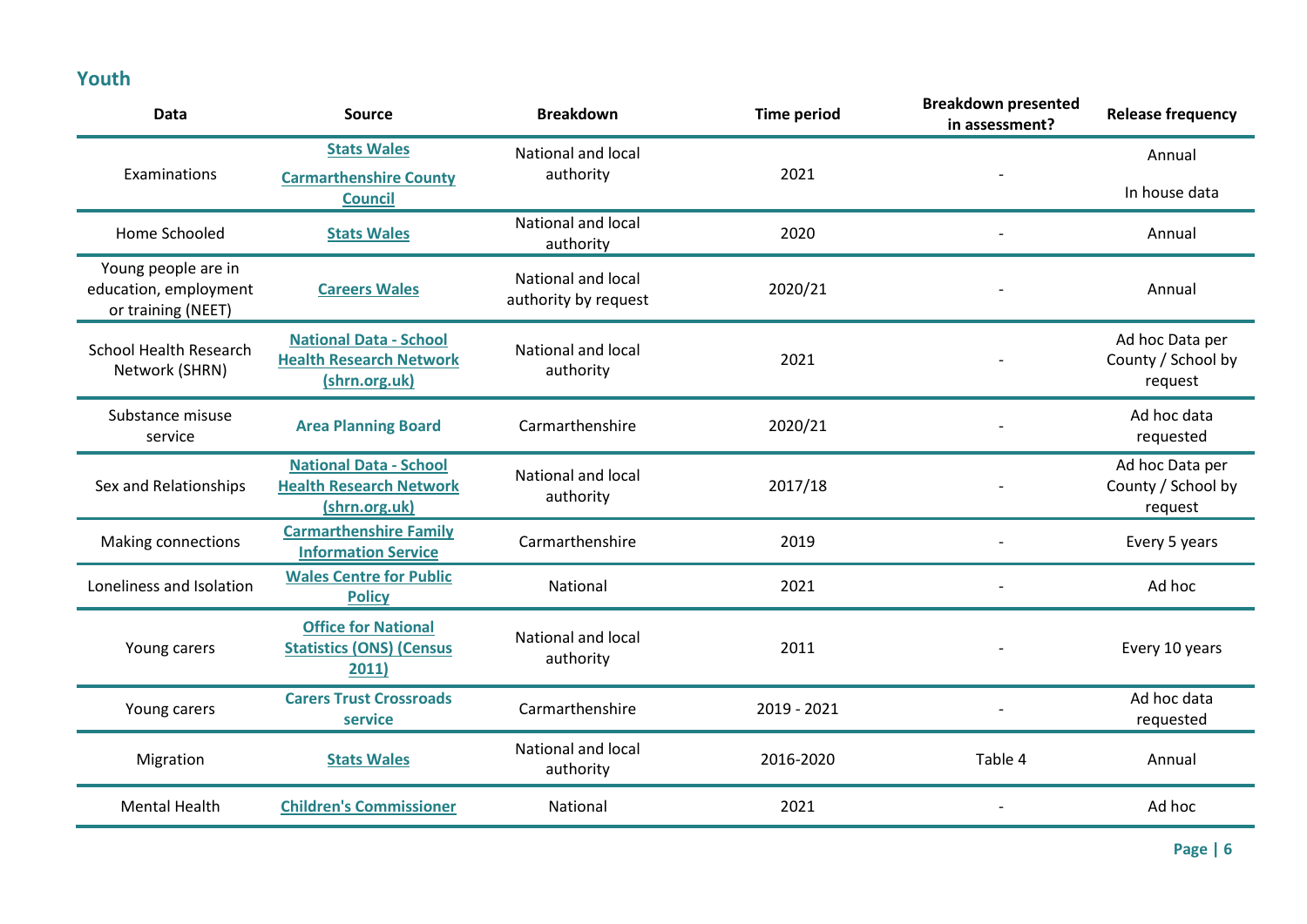## Youth

| Data | Source | Breakdown | Time period | Breakdown presented in assessment? | Release frequency |
|---|---|---|---|---|---|
| Examinations | **Stats Wales**<br>**Carmarthenshire County Council** | National and local authority | 2021 | - | Annual<br>In house data |
| Home Schooled | **Stats Wales** | National and local authority | 2020 | - | Annual |
| Young people are in education, employment or training (NEET) | **Careers Wales** | National and local authority by request | 2020/21 | - | Annual |
| School Health Research Network (SHRN) | **National Data - School Health Research Network (shrn.org.uk)** | National and local authority | 2021 | - | Ad hoc Data per County / School by request |
| Substance misuse service | **Area Planning Board** | Carmarthenshire | 2020/21 | - | Ad hoc data requested |
| Sex and Relationships | **National Data - School Health Research Network (shrn.org.uk)** | National and local authority | 2017/18 | - | Ad hoc Data per County / School by request |
| Making connections | **Carmarthenshire Family Information Service** | Carmarthenshire | 2019 | - | Every 5 years |
| Loneliness and Isolation | **Wales Centre for Public Policy** | National | 2021 | - | Ad hoc |
| Young carers | **Office for National Statistics (ONS) (Census 2011)** | National and local authority | 2011 | - | Every 10 years |
| Young carers | **Carers Trust Crossroads service** | Carmarthenshire | 2019 - 2021 | - | Ad hoc data requested |
| Migration | **Stats Wales** | National and local authority | 2016-2020 | Table 4 | Annual |
| Mental Health | **Children's Commissioner** | National | 2021 | - | Ad hoc |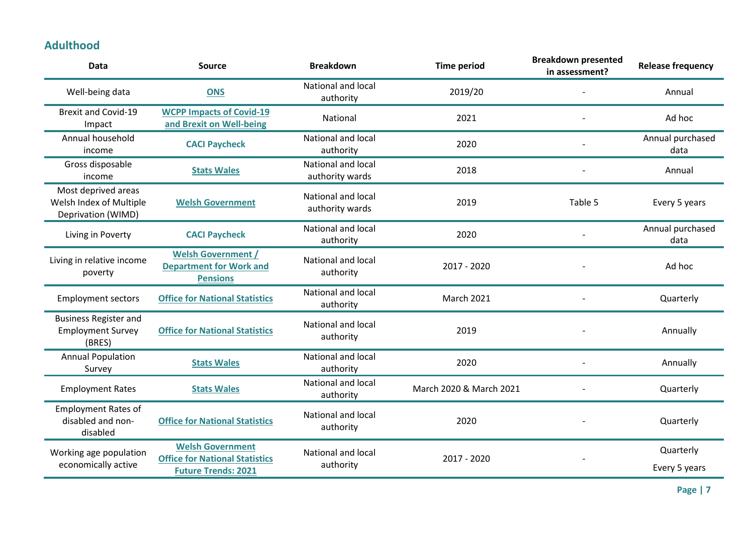## Adulthood

| Data | Source | Breakdown | Time period | Breakdown presented in assessment? | Release frequency |
|---|---|---|---|---|---|
| Well-being data | **ONS** | National and local authority | 2019/20 | - | Annual |
| Brexit and Covid-19 Impact | **WCPP Impacts of Covid-19 and Brexit on Well-being** | National | 2021 | - | Ad hoc |
| Annual household income | **CACI Paycheck** | National and local authority | 2020 | - | Annual purchased data |
| Gross disposable income | **Stats Wales** | National and local authority wards | 2018 | - | Annual |
| Most deprived areas Welsh Index of Multiple Deprivation (WIMD) | **Welsh Government** | National and local authority wards | 2019 | Table 5 | Every 5 years |
| Living in Poverty | **CACI Paycheck** | National and local authority | 2020 | - | Annual purchased data |
| Living in relative income poverty | **Welsh Government / Department for Work and Pensions** | National and local authority | 2017 - 2020 | - | Ad hoc |
| Employment sectors | **Office for National Statistics** | National and local authority | March 2021 | - | Quarterly |
| Business Register and Employment Survey (BRES) | **Office for National Statistics** | National and local authority | 2019 | - | Annually |
| Annual Population Survey | **Stats Wales** | National and local authority | 2020 | - | Annually |
| Employment Rates | **Stats Wales** | National and local authority | March 2020 & March 2021 | - | Quarterly |
| Employment Rates of disabled and non-disabled | **Office for National Statistics** | National and local authority | 2020 | - | Quarterly |
| Working age population economically active | **Welsh Government** **Office for National Statistics** **Future Trends: 2021** | National and local authority | 2017 - 2020 | - | Quarterly Every 5 years |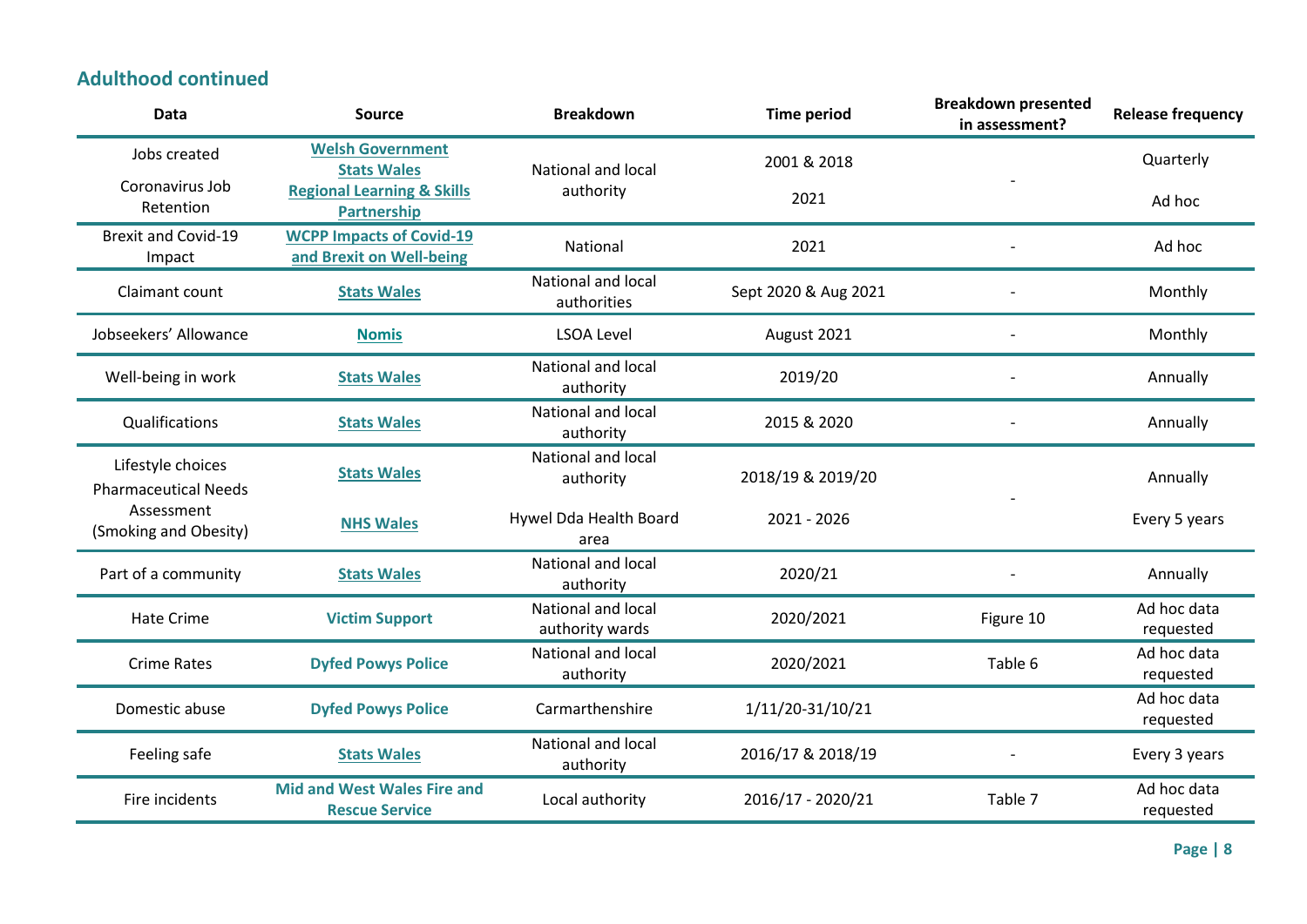## Adulthood continued

| Data | Source | Breakdown | Time period | Breakdown presented in assessment? | Release frequency |
|---|---|---|---|---|---|
| Jobs created | Welsh Government Stats Wales | National and local authority | 2001 & 2018 | - | Quarterly |
| Coronavirus Job Retention | Regional Learning & Skills Partnership | | 2021 | | Ad hoc |
| Brexit and Covid-19 Impact | WCPP Impacts of Covid-19 and Brexit on Well-being | National | 2021 | - | Ad hoc |
| Claimant count | Stats Wales | National and local authorities | Sept 2020 & Aug 2021 | - | Monthly |
| Jobseekers' Allowance | Nomis | LSOA Level | August 2021 | - | Monthly |
| Well-being in work | Stats Wales | National and local authority | 2019/20 | - | Annually |
| Qualifications | Stats Wales | National and local authority | 2015 & 2020 | - | Annually |
| Lifestyle choices | Stats Wales | National and local authority | 2018/19 & 2019/20 | - | Annually |
| Pharmaceutical Needs Assessment (Smoking and Obesity) | NHS Wales | Hywel Dda Health Board area | 2021 - 2026 | | Every 5 years |
| Part of a community | Stats Wales | National and local authority | 2020/21 | - | Annually |
| Hate Crime | Victim Support | National and local authority wards | 2020/2021 | Figure 10 | Ad hoc data requested |
| Crime Rates | Dyfed Powys Police | National and local authority | 2020/2021 | Table 6 | Ad hoc data requested |
| Domestic abuse | Dyfed Powys Police | Carmarthenshire | 1/11/20-31/10/21 | | Ad hoc data requested |
| Feeling safe | Stats Wales | National and local authority | 2016/17 & 2018/19 | - | Every 3 years |
| Fire incidents | Mid and West Wales Fire and Rescue Service | Local authority | 2016/17 - 2020/21 | Table 7 | Ad hoc data requested |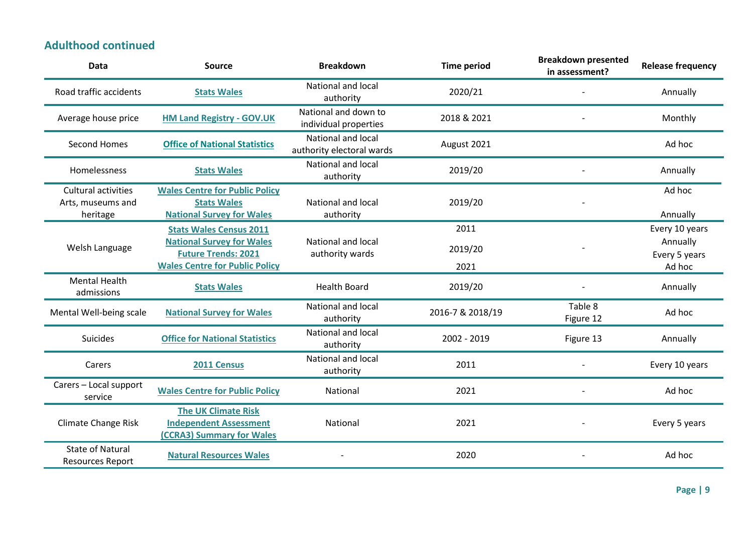## Adulthood continued

| Data | Source | Breakdown | Time period | Breakdown presented in assessment? | Release frequency |
|---|---|---|---|---|---|
| Road traffic accidents | **Stats Wales** | National and local authority | 2020/21 | - | Annually |
| Average house price | **HM Land Registry - GOV.UK** | National and down to individual properties | 2018 & 2021 | - | Monthly |
| Second Homes | **Office of National Statistics** | National and local authority electoral wards | August 2021 | | Ad hoc |
| Homelessness | **Stats Wales** | National and local authority | 2019/20 | - | Annually |
| Cultural activities Arts, museums and heritage | **Wales Centre for Public Policy** **Stats Wales** **National Survey for Wales** | National and local authority | 2019/20 | - | Ad hoc Annually |
| Welsh Language | **Stats Wales Census 2011** **National Survey for Wales** **Future Trends: 2021** **Wales Centre for Public Policy** | National and local authority wards | 2011 2019/20 2021 | - | Every 10 years Annually Every 5 years Ad hoc |
| Mental Health admissions | **Stats Wales** | Health Board | 2019/20 | - | Annually |
| Mental Well-being scale | **National Survey for Wales** | National and local authority | 2016-7 & 2018/19 | Table 8 Figure 12 | Ad hoc |
| Suicides | **Office for National Statistics** | National and local authority | 2002 - 2019 | Figure 13 | Annually |
| Carers | **2011 Census** | National and local authority | 2011 | - | Every 10 years |
| Carers – Local support service | **Wales Centre for Public Policy** | National | 2021 | - | Ad hoc |
| Climate Change Risk | **The UK Climate Risk Independent Assessment (CCRA3) Summary for Wales** | National | 2021 | - | Every 5 years |
| State of Natural Resources Report | **Natural Resources Wales** | - | 2020 | - | Ad hoc |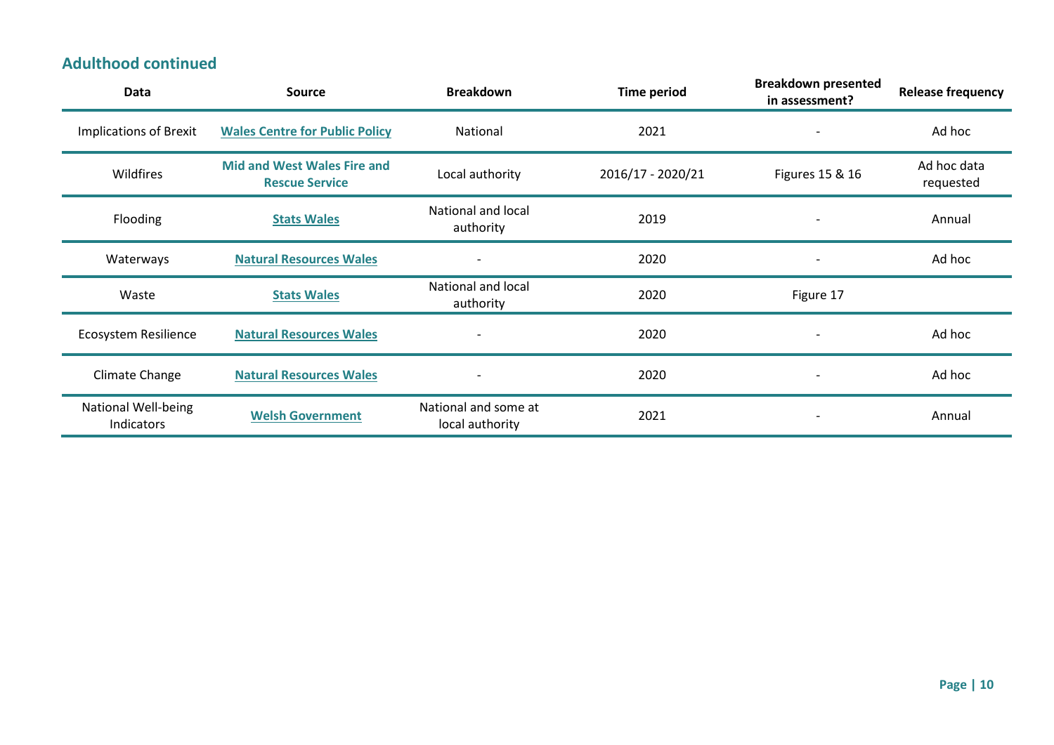## Adulthood continued

| Data | Source | Breakdown | Time period | Breakdown presented in assessment? | Release frequency |
|---|---|---|---|---|---|
| Implications of Brexit | **Wales Centre for Public Policy** | National | 2021 | - | Ad hoc |
| Wildfires | **Mid and West Wales Fire and Rescue Service** | Local authority | 2016/17 - 2020/21 | Figures 15 & 16 | Ad hoc data requested |
| Flooding | **Stats Wales** | National and local authority | 2019 | - | Annual |
| Waterways | **Natural Resources Wales** | - | 2020 | - | Ad hoc |
| Waste | **Stats Wales** | National and local authority | 2020 | Figure 17 | |
| Ecosystem Resilience | **Natural Resources Wales** | - | 2020 | - | Ad hoc |
| Climate Change | **Natural Resources Wales** | - | 2020 | - | Ad hoc |
| National Well-being Indicators | **Welsh Government** | National and some at local authority | 2021 | - | Annual |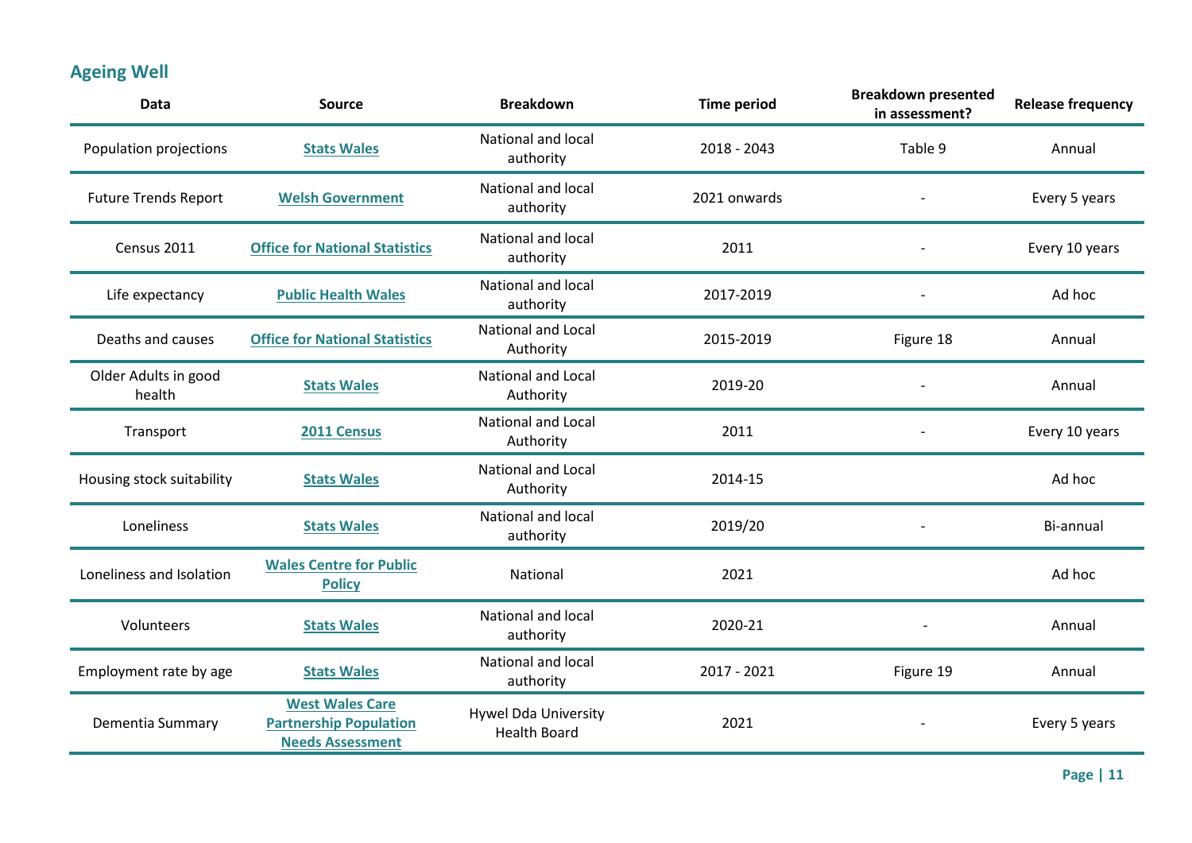## Ageing Well

| Data | Source | Breakdown | Time period | Breakdown presented in assessment? | Release frequency |
|---|---|---|---|---|---|
| Population projections | **Stats Wales** | National and local authority | 2018 - 2043 | Table 9 | Annual |
| Future Trends Report | **Welsh Government** | National and local authority | 2021 onwards | - | Every 5 years |
| Census 2011 | **Office for National Statistics** | National and local authority | 2011 | - | Every 10 years |
| Life expectancy | **Public Health Wales** | National and local authority | 2017-2019 | - | Ad hoc |
| Deaths and causes | **Office for National Statistics** | National and Local Authority | 2015-2019 | Figure 18 | Annual |
| Older Adults in good health | **Stats Wales** | National and Local Authority | 2019-20 | - | Annual |
| Transport | **2011 Census** | National and Local Authority | 2011 | - | Every 10 years |
| Housing stock suitability | **Stats Wales** | National and Local Authority | 2014-15 | | Ad hoc |
| Loneliness | **Stats Wales** | National and local authority | 2019/20 | - | Bi-annual |
| Loneliness and Isolation | **Wales Centre for Public Policy** | National | 2021 | | Ad hoc |
| Volunteers | **Stats Wales** | National and local authority | 2020-21 | - | Annual |
| Employment rate by age | **Stats Wales** | National and local authority | 2017 - 2021 | Figure 19 | Annual |
| Dementia Summary | **West Wales Care Partnership Population Needs Assessment** | Hywel Dda University Health Board | 2021 | - | Every 5 years |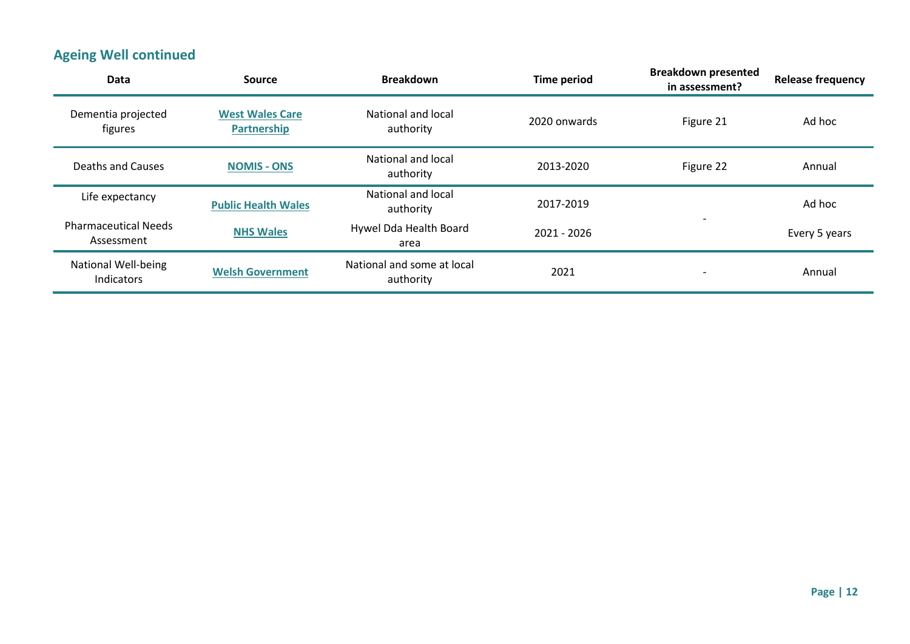## Ageing Well continued

| Data | Source | Breakdown | Time period | Breakdown presented in assessment? | Release frequency |
| --- | --- | --- | --- | --- | --- |
| Dementia projected figures | **West Wales Care Partnership** | National and local authority | 2020 onwards | Figure 21 | Ad hoc |
| Deaths and Causes | **NOMIS - ONS** | National and local authority | 2013-2020 | Figure 22 | Annual |
| Life expectancy | **Public Health Wales** | National and local authority | 2017-2019 | - | Ad hoc |
| Pharmaceutical Needs Assessment | **NHS Wales** | Hywel Dda Health Board area | 2021 - 2026 | | Every 5 years |
| National Well-being Indicators | **Welsh Government** | National and some at local authority | 2021 | - | Annual |